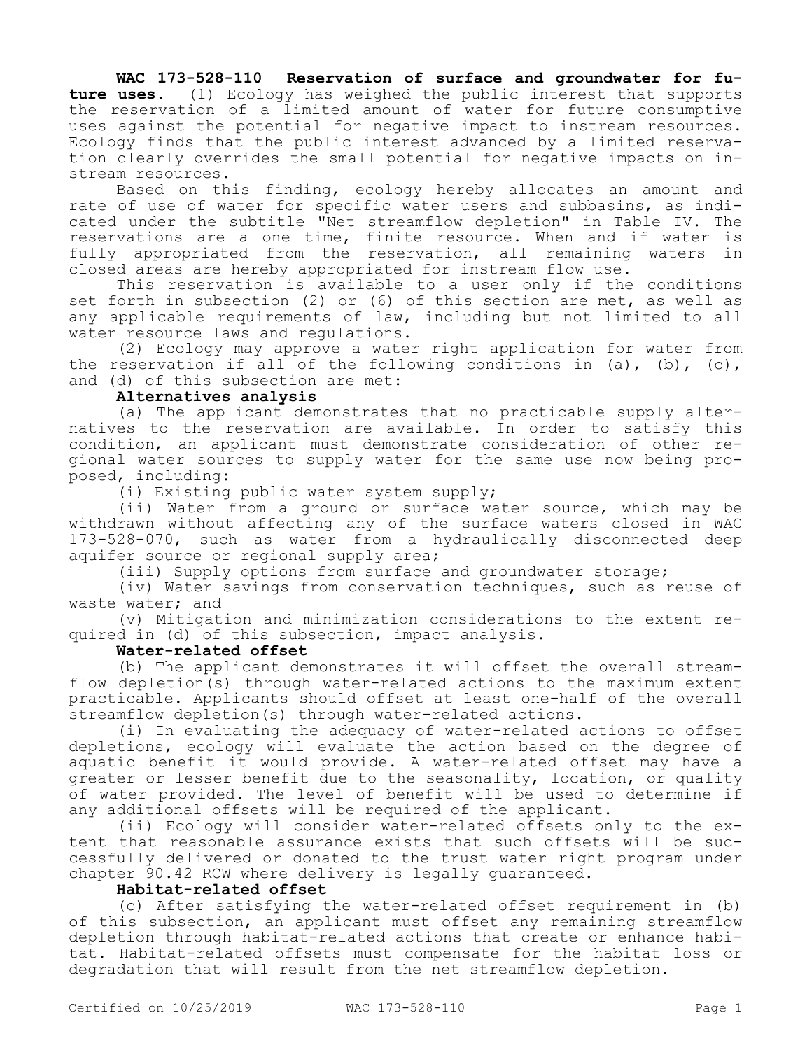**WAC 173-528-110 Reservation of surface and groundwater for future uses.** (1) Ecology has weighed the public interest that supports the reservation of a limited amount of water for future consumptive uses against the potential for negative impact to instream resources. Ecology finds that the public interest advanced by a limited reservation clearly overrides the small potential for negative impacts on instream resources.

Based on this finding, ecology hereby allocates an amount and rate of use of water for specific water users and subbasins, as indicated under the subtitle "Net streamflow depletion" in Table IV. The reservations are a one time, finite resource. When and if water is fully appropriated from the reservation, all remaining waters in closed areas are hereby appropriated for instream flow use.

This reservation is available to a user only if the conditions set forth in subsection (2) or (6) of this section are met, as well as any applicable requirements of law, including but not limited to all water resource laws and regulations.

(2) Ecology may approve a water right application for water from the reservation if all of the following conditions in (a), (b), (c), and (d) of this subsection are met:

**Alternatives analysis**

(a) The applicant demonstrates that no practicable supply alternatives to the reservation are available. In order to satisfy this condition, an applicant must demonstrate consideration of other regional water sources to supply water for the same use now being proposed, including:

(i) Existing public water system supply;

(ii) Water from a ground or surface water source, which may be withdrawn without affecting any of the surface waters closed in WAC 173-528-070, such as water from a hydraulically disconnected deep aquifer source or regional supply area;

(iii) Supply options from surface and groundwater storage;

(iv) Water savings from conservation techniques, such as reuse of waste water; and

(v) Mitigation and minimization considerations to the extent required in (d) of this subsection, impact analysis.

**Water-related offset**

(b) The applicant demonstrates it will offset the overall streamflow depletion(s) through water-related actions to the maximum extent practicable. Applicants should offset at least one-half of the overall streamflow depletion(s) through water-related actions.

(i) In evaluating the adequacy of water-related actions to offset depletions, ecology will evaluate the action based on the degree of aquatic benefit it would provide. A water-related offset may have a greater or lesser benefit due to the seasonality, location, or quality of water provided. The level of benefit will be used to determine if any additional offsets will be required of the applicant.

(ii) Ecology will consider water-related offsets only to the extent that reasonable assurance exists that such offsets will be successfully delivered or donated to the trust water right program under chapter 90.42 RCW where delivery is legally guaranteed.

**Habitat-related offset**

(c) After satisfying the water-related offset requirement in (b) of this subsection, an applicant must offset any remaining streamflow depletion through habitat-related actions that create or enhance habitat. Habitat-related offsets must compensate for the habitat loss or degradation that will result from the net streamflow depletion.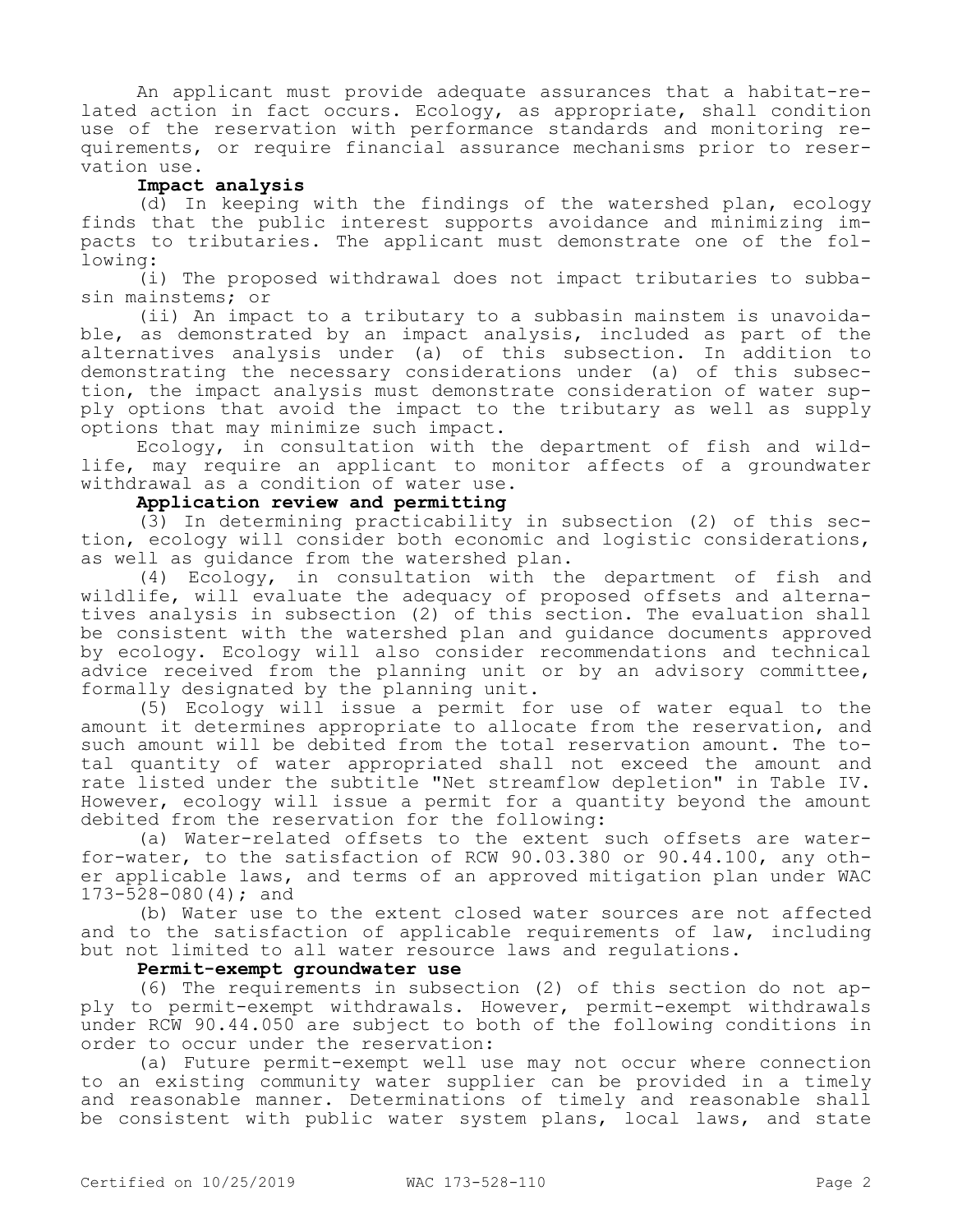An applicant must provide adequate assurances that a habitat-related action in fact occurs. Ecology, as appropriate, shall condition use of the reservation with performance standards and monitoring requirements, or require financial assurance mechanisms prior to reservation use.

**Impact analysis**

(d) In keeping with the findings of the watershed plan, ecology finds that the public interest supports avoidance and minimizing impacts to tributaries. The applicant must demonstrate one of the following:

(i) The proposed withdrawal does not impact tributaries to subbasin mainstems; or

(ii) An impact to a tributary to a subbasin mainstem is unavoidable, as demonstrated by an impact analysis, included as part of the alternatives analysis under (a) of this subsection. In addition to demonstrating the necessary considerations under (a) of this subsection, the impact analysis must demonstrate consideration of water supply options that avoid the impact to the tributary as well as supply options that may minimize such impact.

Ecology, in consultation with the department of fish and wildlife, may require an applicant to monitor affects of a groundwater withdrawal as a condition of water use.

**Application review and permitting**

(3) In determining practicability in subsection (2) of this section, ecology will consider both economic and logistic considerations, as well as guidance from the watershed plan.

(4) Ecology, in consultation with the department of fish and wildlife, will evaluate the adequacy of proposed offsets and alternatives analysis in subsection (2) of this section. The evaluation shall be consistent with the watershed plan and guidance documents approved by ecology. Ecology will also consider recommendations and technical advice received from the planning unit or by an advisory committee, formally designated by the planning unit.

(5) Ecology will issue a permit for use of water equal to the amount it determines appropriate to allocate from the reservation, and such amount will be debited from the total reservation amount. The total quantity of water appropriated shall not exceed the amount and rate listed under the subtitle "Net streamflow depletion" in Table IV. However, ecology will issue a permit for a quantity beyond the amount debited from the reservation for the following:

(a) Water-related offsets to the extent such offsets are water-for-water, to the satisfaction of RCW 90.03.380 or 90.44.100, any other applicable laws, and terms of an approved mitigation plan under WAC 173-528-080(4); and

(b) Water use to the extent closed water sources are not affected and to the satisfaction of applicable requirements of law, including but not limited to all water resource laws and regulations.

**Permit-exempt groundwater use**

(6) The requirements in subsection (2) of this section do not apply to permit-exempt withdrawals. However, permit-exempt withdrawals under RCW 90.44.050 are subject to both of the following conditions in order to occur under the reservation:

(a) Future permit-exempt well use may not occur where connection to an existing community water supplier can be provided in a timely and reasonable manner. Determinations of timely and reasonable shall be consistent with public water system plans, local laws, and state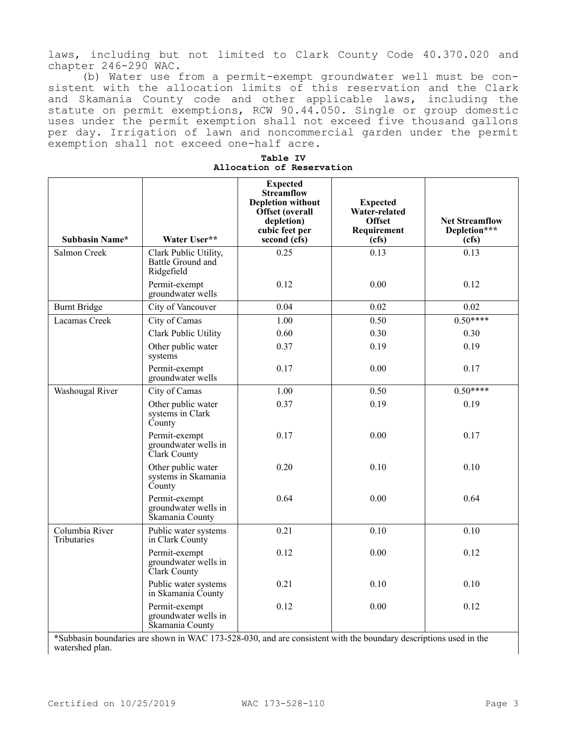laws, including but not limited to Clark County Code 40.370.020 and chapter 246-290 WAC.

(b) Water use from a permit-exempt groundwater well must be consistent with the allocation limits of this reservation and the Clark and Skamania County code and other applicable laws, including the statute on permit exemptions, RCW 90.44.050. Single or group domestic uses under the permit exemption shall not exceed five thousand gallons per day. Irrigation of lawn and noncommercial garden under the permit exemption shall not exceed one-half acre.

**Table IV**
**Allocation of Reservation**

| Subbasin Name* | Water User** | Expected Streamflow Depletion without Offset (overall depletion) cubic feet per second (cfs) | Expected Water-related Offset Requirement (cfs) | Net Streamflow Depletion*** (cfs) |
|---|---|---|---|---|
| Salmon Creek | Clark Public Utility, Battle Ground and Ridgefield | 0.25 | 0.13 | 0.13 |
| | Permit-exempt groundwater wells | 0.12 | 0.00 | 0.12 |
| Burnt Bridge | City of Vancouver | 0.04 | 0.02 | 0.02 |
| Lacamas Creek | City of Camas | 1.00 | 0.50 | 0.50**** |
| | Clark Public Utility | 0.60 | 0.30 | 0.30 |
| | Other public water systems | 0.37 | 0.19 | 0.19 |
| | Permit-exempt groundwater wells | 0.17 | 0.00 | 0.17 |
| Washougal River | City of Camas | 1.00 | 0.50 | 0.50**** |
| | Other public water systems in Clark County | 0.37 | 0.19 | 0.19 |
| | Permit-exempt groundwater wells in Clark County | 0.17 | 0.00 | 0.17 |
| | Other public water systems in Skamania County | 0.20 | 0.10 | 0.10 |
| | Permit-exempt groundwater wells in Skamania County | 0.64 | 0.00 | 0.64 |
| Columbia River Tributaries | Public water systems in Clark County | 0.21 | 0.10 | 0.10 |
| | Permit-exempt groundwater wells in Clark County | 0.12 | 0.00 | 0.12 |
| | Public water systems in Skamania County | 0.21 | 0.10 | 0.10 |
| | Permit-exempt groundwater wells in Skamania County | 0.12 | 0.00 | 0.12 |

*Subbasin boundaries are shown in WAC 173-528-030, and are consistent with the boundary descriptions used in the watershed plan.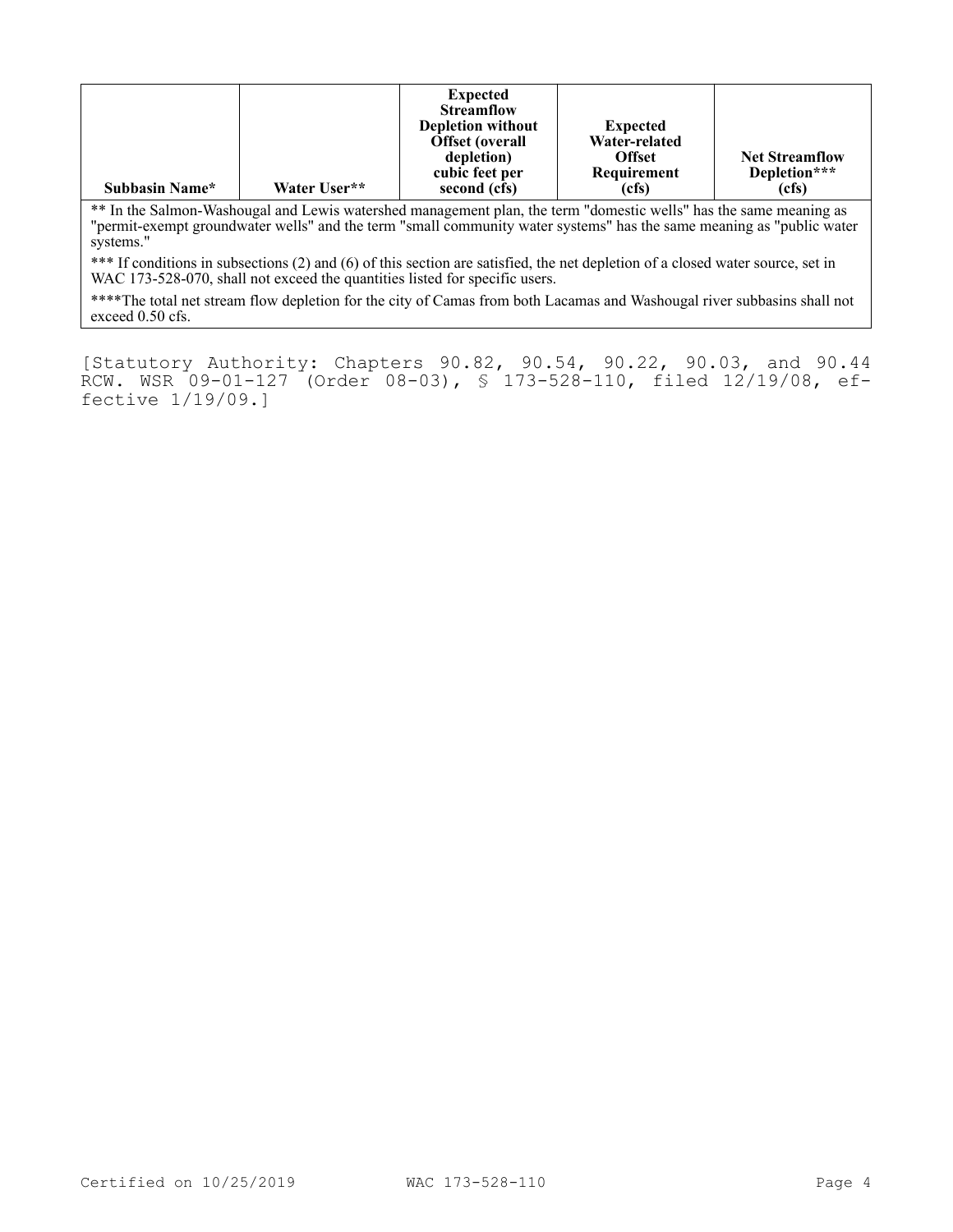| Subbasin Name* | Water User** | Expected Streamflow Depletion without Offset (overall depletion) cubic feet per second (cfs) | Expected Water-related Offset Requirement (cfs) | Net Streamflow Depletion*** (cfs) |
|---|---|---|---|---|

** In the Salmon-Washougal and Lewis watershed management plan, the term "domestic wells" has the same meaning as "permit-exempt groundwater wells" and the term "small community water systems" has the same meaning as "public water systems."

*** If conditions in subsections (2) and (6) of this section are satisfied, the net depletion of a closed water source, set in WAC 173-528-070, shall not exceed the quantities listed for specific users.

****The total net stream flow depletion for the city of Camas from both Lacamas and Washougal river subbasins shall not exceed 0.50 cfs.

[Statutory Authority: Chapters 90.82, 90.54, 90.22, 90.03, and 90.44 RCW. WSR 09-01-127 (Order 08-03), § 173-528-110, filed 12/19/08, effective 1/19/09.]